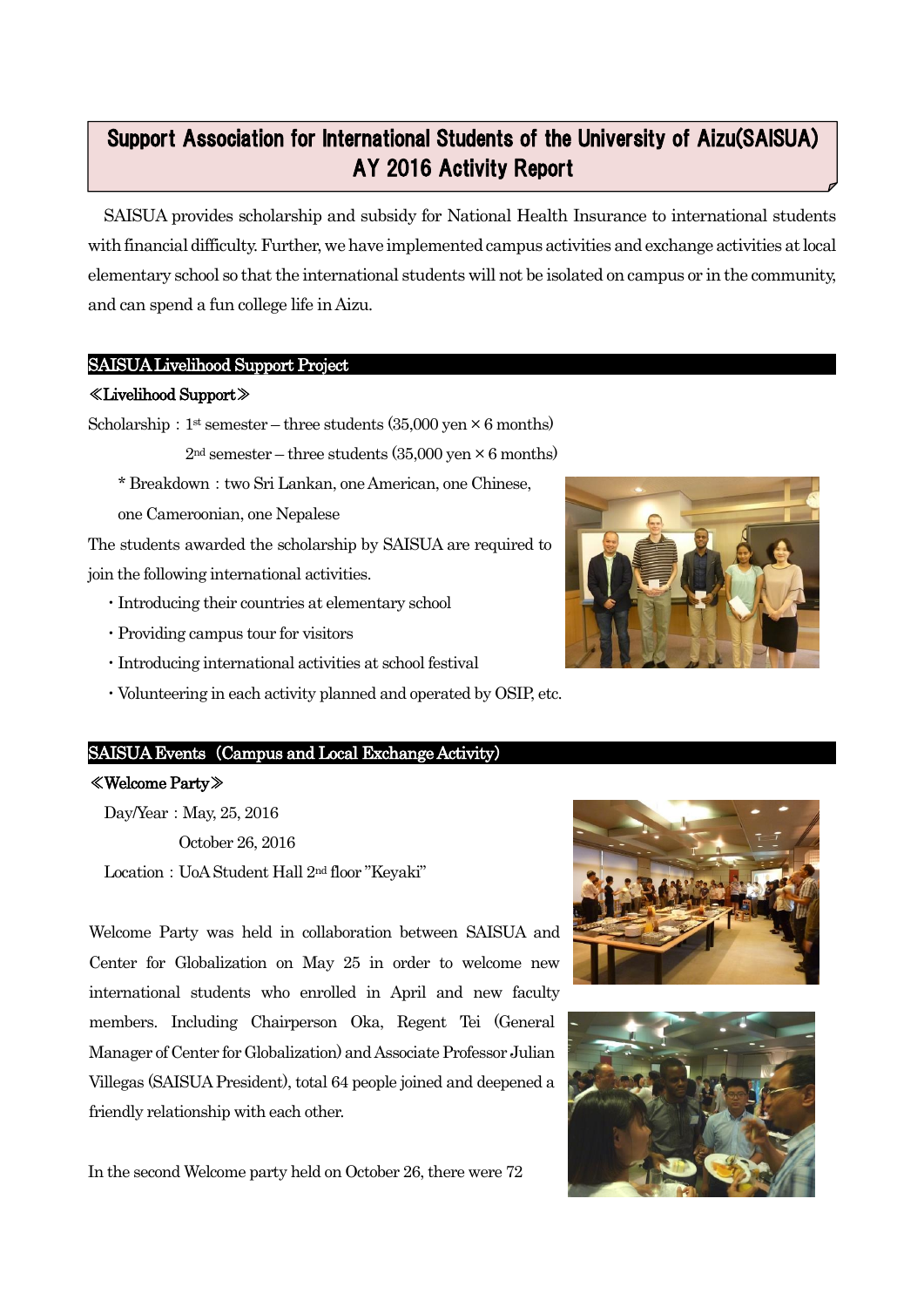# Support Association for International Students of the University of Aizu(SAISUA) AY 2016 Activity Report

SAISUA provides scholarship and subsidy for National Health Insurance to international students with financial difficulty. Further, we have implemented campus activities and exchange activities at local elementary school so that the international students will not be isolated on campus or in the community, and can spend a fun college life in Aizu.

## SAISUA Livelihood Support Project

### ≪Livelihood Support≫

Scholarship：1st semester – three students (35,000 yen × 6 months)

2nd semester – three students (35,000 yen × 6 months)

\* Breakdown：two Sri Lankan, one American, one Chinese, one Cameroonian, one Nepalese

The students awarded the scholarship by SAISUA are required to join the following international activities.

- Introducing their countries at elementary school
- Providing campus tour for visitors
- Introducing international activities at school festival
- Volunteering in each activity planned and operated by OSIP, etc.

## SAISUA Events（Campus and Local Exchange Activity)

### ≪Welcome Party≫

Day/Year：May, 25, 2016

October 26, 2016

Location：UoA Student Hall 2nd floor "Keyaki"

Welcome Party was held in collaboration between SAISUA and Center for Globalization on May 25 in order to welcome new international students who enrolled in April and new faculty members. Including Chairperson Oka, Regent Tei (General Manager of Center for Globalization) and Associate Professor Julian Villegas (SAISUA President), total 64 people joined and deepened a friendly relationship with each other.

In the second Welcome party held on October 26, there were 72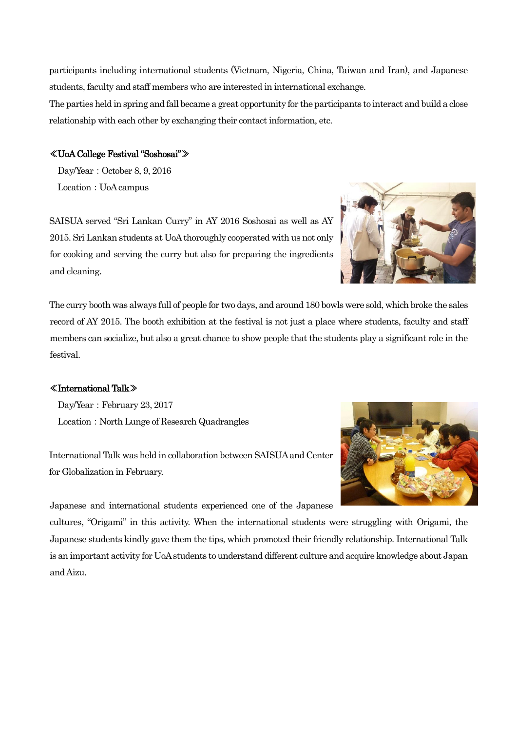participants including international students (Vietnam, Nigeria, China, Taiwan and Iran), and Japanese students, faculty and staff members who are interested in international exchange.

The parties held in spring and fall became a great opportunity for the participants to interact and build a close relationship with each other by exchanging their contact information, etc.

**≪UoA College Festival "Soshosai"≫**

Day/Year：October 8, 9, 2016

Location：UoA campus

SAISUA served "Sri Lankan Curry" in AY 2016 Soshosai as well as AY 2015. Sri Lankan students at UoA thoroughly cooperated with us not only for cooking and serving the curry but also for preparing the ingredients and cleaning.

The curry booth was always full of people for two days, and around 180 bowls were sold, which broke the sales record of AY 2015. The booth exhibition at the festival is not just a place where students, faculty and staff members can socialize, but also a great chance to show people that the students play a significant role in the festival.

**≪International Talk≫**

Day/Year：February 23, 2017

Location：North Lunge of Research Quadrangles

International Talk was held in collaboration between SAISUA and Center for Globalization in February.

Japanese and international students experienced one of the Japanese cultures, "Origami" in this activity. When the international students were struggling with Origami, the Japanese students kindly gave them the tips, which promoted their friendly relationship. International Talk is an important activity for UoA students to understand different culture and acquire knowledge about Japan and Aizu.